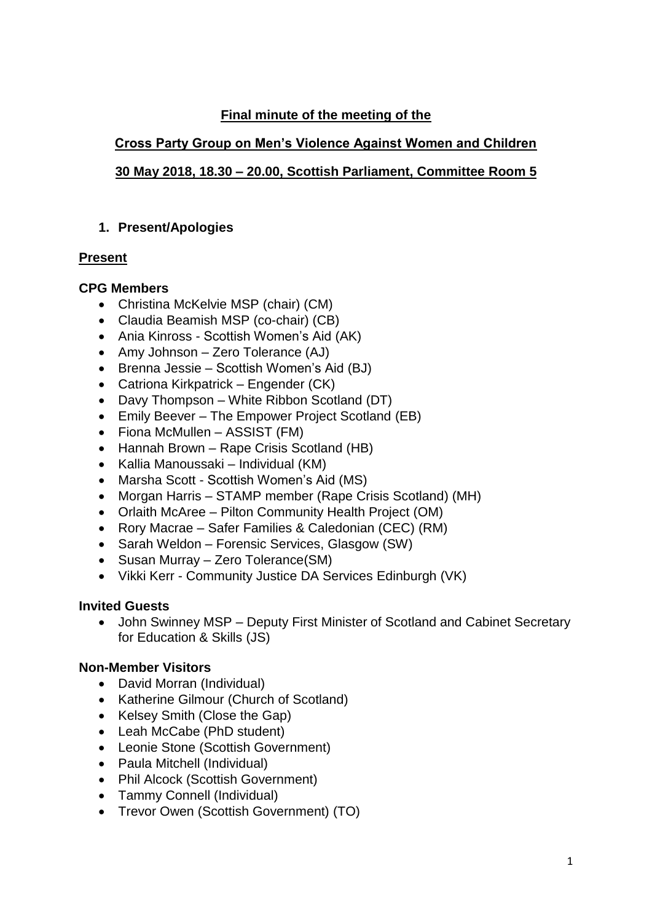**Final minute of the meeting of the**

**Cross Party Group on Men's Violence Against Women and Children**

**30 May 2018, 18.30 – 20.00, Scottish Parliament, Committee Room 5**

## 1. Present/Apologies

### Present

**CPG Members**

- Christina McKelvie MSP (chair) (CM)
- Claudia Beamish MSP (co-chair) (CB)
- Ania Kinross - Scottish Women's Aid (AK)
- Amy Johnson – Zero Tolerance (AJ)
- Brenna Jessie – Scottish Women's Aid (BJ)
- Catriona Kirkpatrick – Engender (CK)
- Davy Thompson – White Ribbon Scotland (DT)
- Emily Beever – The Empower Project Scotland (EB)
- Fiona McMullen – ASSIST (FM)
- Hannah Brown – Rape Crisis Scotland (HB)
- Kallia Manoussaki – Individual (KM)
- Marsha Scott - Scottish Women's Aid (MS)
- Morgan Harris – STAMP member (Rape Crisis Scotland) (MH)
- Orlaith McAree – Pilton Community Health Project (OM)
- Rory Macrae – Safer Families & Caledonian (CEC) (RM)
- Sarah Weldon – Forensic Services, Glasgow (SW)
- Susan Murray – Zero Tolerance(SM)
- Vikki Kerr - Community Justice DA Services Edinburgh (VK)

**Invited Guests**

- John Swinney MSP – Deputy First Minister of Scotland and Cabinet Secretary for Education & Skills (JS)

**Non-Member Visitors**

- David Morran (Individual)
- Katherine Gilmour (Church of Scotland)
- Kelsey Smith (Close the Gap)
- Leah McCabe (PhD student)
- Leonie Stone (Scottish Government)
- Paula Mitchell (Individual)
- Phil Alcock (Scottish Government)
- Tammy Connell (Individual)
- Trevor Owen (Scottish Government) (TO)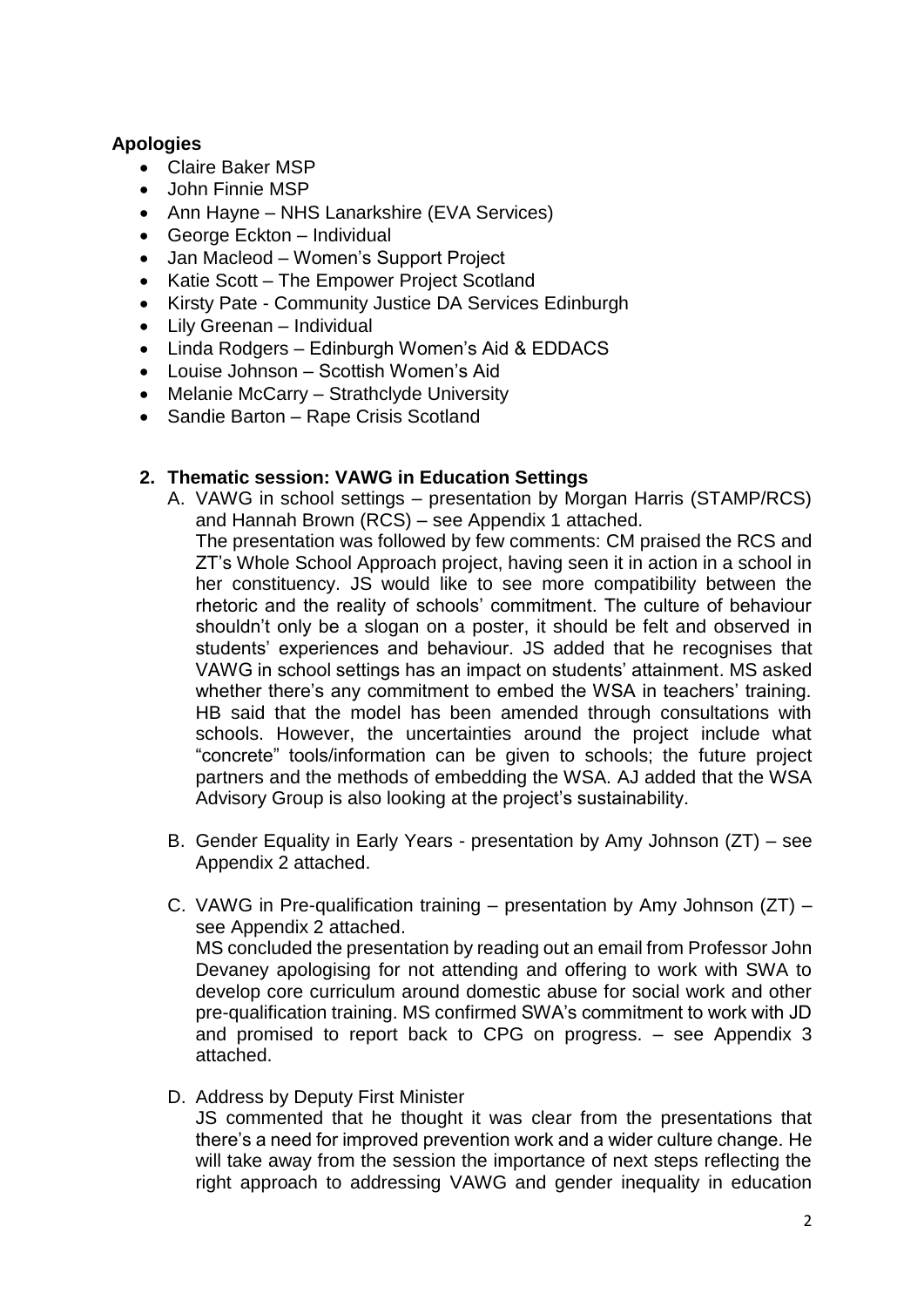**Apologies**

- Claire Baker MSP
- John Finnie MSP
- Ann Hayne – NHS Lanarkshire (EVA Services)
- George Eckton – Individual
- Jan Macleod – Women's Support Project
- Katie Scott – The Empower Project Scotland
- Kirsty Pate - Community Justice DA Services Edinburgh
- Lily Greenan – Individual
- Linda Rodgers – Edinburgh Women's Aid & EDDACS
- Louise Johnson – Scottish Women's Aid
- Melanie McCarry – Strathclyde University
- Sandie Barton – Rape Crisis Scotland

**2. Thematic session: VAWG in Education Settings**

A. VAWG in school settings – presentation by Morgan Harris (STAMP/RCS) and Hannah Brown (RCS) – see Appendix 1 attached.
The presentation was followed by few comments: CM praised the RCS and ZT's Whole School Approach project, having seen it in action in a school in her constituency. JS would like to see more compatibility between the rhetoric and the reality of schools' commitment. The culture of behaviour shouldn't only be a slogan on a poster, it should be felt and observed in students' experiences and behaviour. JS added that he recognises that VAWG in school settings has an impact on students' attainment. MS asked whether there's any commitment to embed the WSA in teachers' training. HB said that the model has been amended through consultations with schools. However, the uncertainties around the project include what "concrete" tools/information can be given to schools; the future project partners and the methods of embedding the WSA. AJ added that the WSA Advisory Group is also looking at the project's sustainability.

B. Gender Equality in Early Years - presentation by Amy Johnson (ZT) – see Appendix 2 attached.

C. VAWG in Pre-qualification training – presentation by Amy Johnson (ZT) – see Appendix 2 attached.
MS concluded the presentation by reading out an email from Professor John Devaney apologising for not attending and offering to work with SWA to develop core curriculum around domestic abuse for social work and other pre-qualification training. MS confirmed SWA's commitment to work with JD and promised to report back to CPG on progress. – see Appendix 3 attached.

D. Address by Deputy First Minister
JS commented that he thought it was clear from the presentations that there's a need for improved prevention work and a wider culture change. He will take away from the session the importance of next steps reflecting the right approach to addressing VAWG and gender inequality in education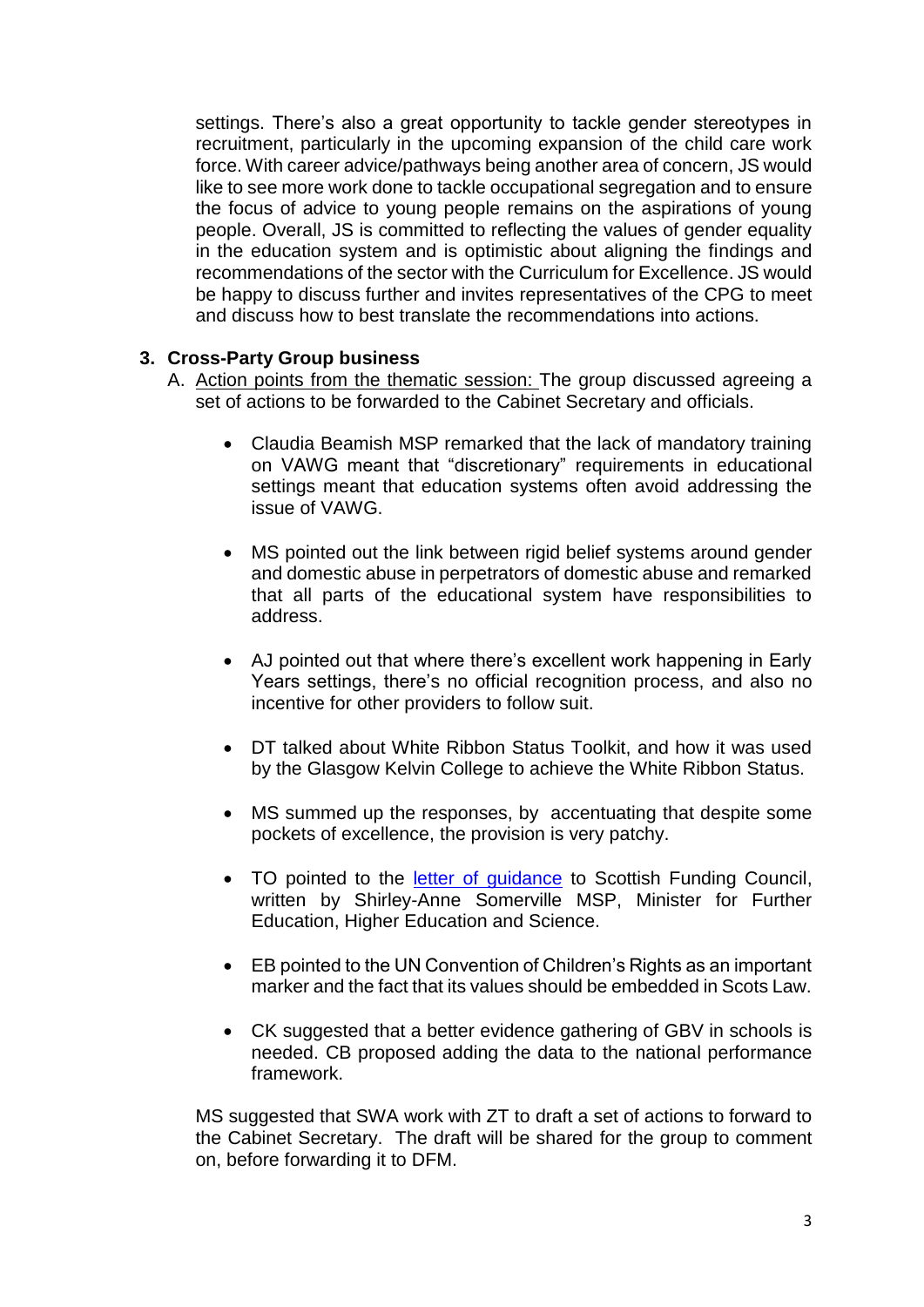settings. There's also a great opportunity to tackle gender stereotypes in recruitment, particularly in the upcoming expansion of the child care work force. With career advice/pathways being another area of concern, JS would like to see more work done to tackle occupational segregation and to ensure the focus of advice to young people remains on the aspirations of young people. Overall, JS is committed to reflecting the values of gender equality in the education system and is optimistic about aligning the findings and recommendations of the sector with the Curriculum for Excellence. JS would be happy to discuss further and invites representatives of the CPG to meet and discuss how to best translate the recommendations into actions.

## 3. Cross-Party Group business

A. Action points from the thematic session: The group discussed agreeing a set of actions to be forwarded to the Cabinet Secretary and officials.

- Claudia Beamish MSP remarked that the lack of mandatory training on VAWG meant that "discretionary" requirements in educational settings meant that education systems often avoid addressing the issue of VAWG.

- MS pointed out the link between rigid belief systems around gender and domestic abuse in perpetrators of domestic abuse and remarked that all parts of the educational system have responsibilities to address.

- AJ pointed out that where there's excellent work happening in Early Years settings, there's no official recognition process, and also no incentive for other providers to follow suit.

- DT talked about White Ribbon Status Toolkit, and how it was used by the Glasgow Kelvin College to achieve the White Ribbon Status.

- MS summed up the responses, by accentuating that despite some pockets of excellence, the provision is very patchy.

- TO pointed to the letter of guidance to Scottish Funding Council, written by Shirley-Anne Somerville MSP, Minister for Further Education, Higher Education and Science.

- EB pointed to the UN Convention of Children's Rights as an important marker and the fact that its values should be embedded in Scots Law.

- CK suggested that a better evidence gathering of GBV in schools is needed. CB proposed adding the data to the national performance framework.

MS suggested that SWA work with ZT to draft a set of actions to forward to the Cabinet Secretary. The draft will be shared for the group to comment on, before forwarding it to DFM.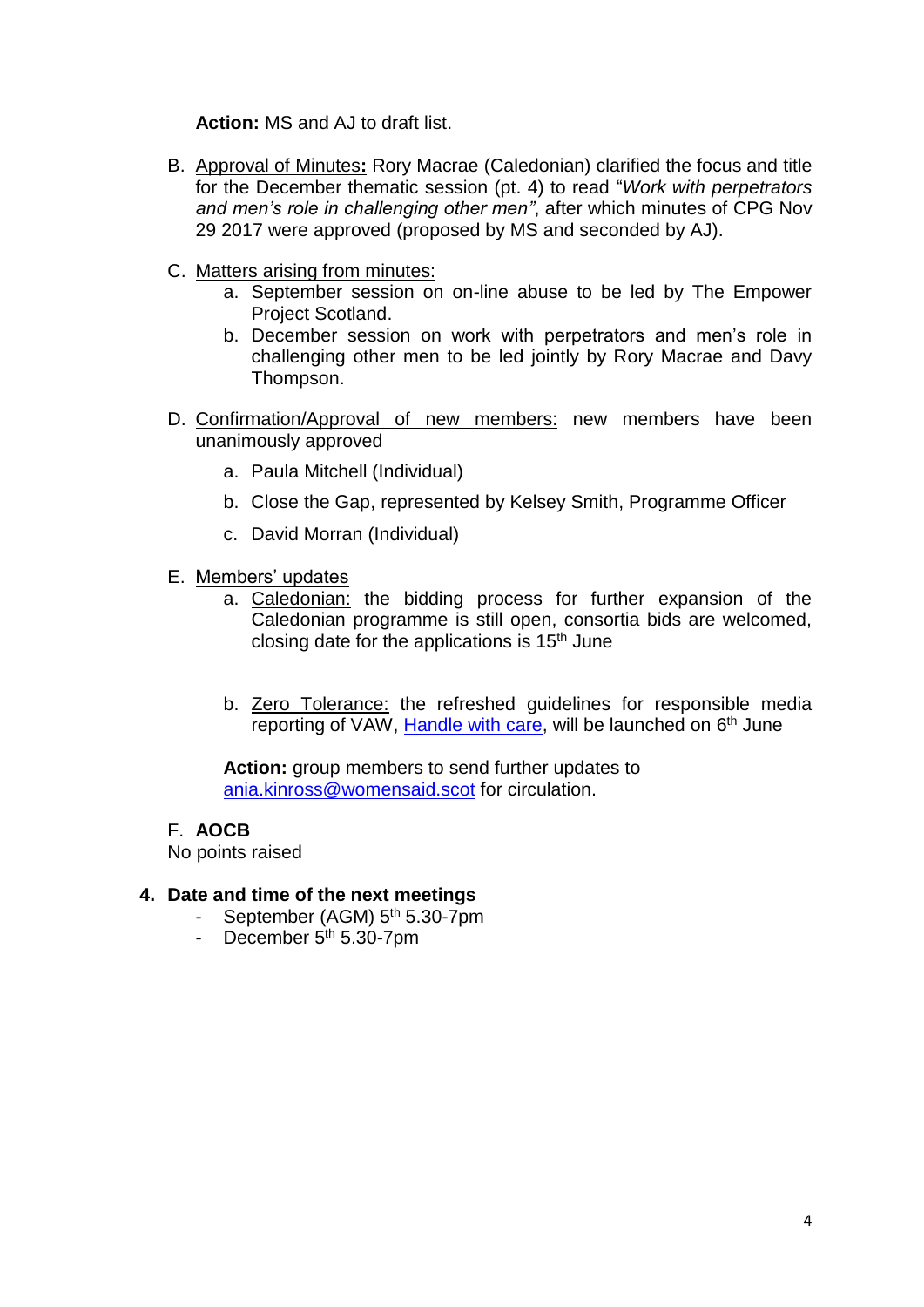**Action:** MS and AJ to draft list.

B. Approval of Minutes**:** Rory Macrae (Caledonian) clarified the focus and title for the December thematic session (pt. 4) to read "*Work with perpetrators and men's role in challenging other men"*, after which minutes of CPG Nov 29 2017 were approved (proposed by MS and seconded by AJ).

C. Matters arising from minutes:
   a. September session on on-line abuse to be led by The Empower Project Scotland.
   b. December session on work with perpetrators and men's role in challenging other men to be led jointly by Rory Macrae and Davy Thompson.

D. Confirmation/Approval of new members: new members have been unanimously approved
   a. Paula Mitchell (Individual)
   b. Close the Gap, represented by Kelsey Smith, Programme Officer
   c. David Morran (Individual)

E. Members' updates
   a. Caledonian: the bidding process for further expansion of the Caledonian programme is still open, consortia bids are welcomed, closing date for the applications is 15th June
   b. Zero Tolerance: the refreshed guidelines for responsible media reporting of VAW, Handle with care, will be launched on 6th June

   **Action:** group members to send further updates to ania.kinross@womensaid.scot for circulation.

F. **AOCB**

No points raised

## 4. Date and time of the next meetings

- September (AGM) 5th 5.30-7pm
- December 5th 5.30-7pm